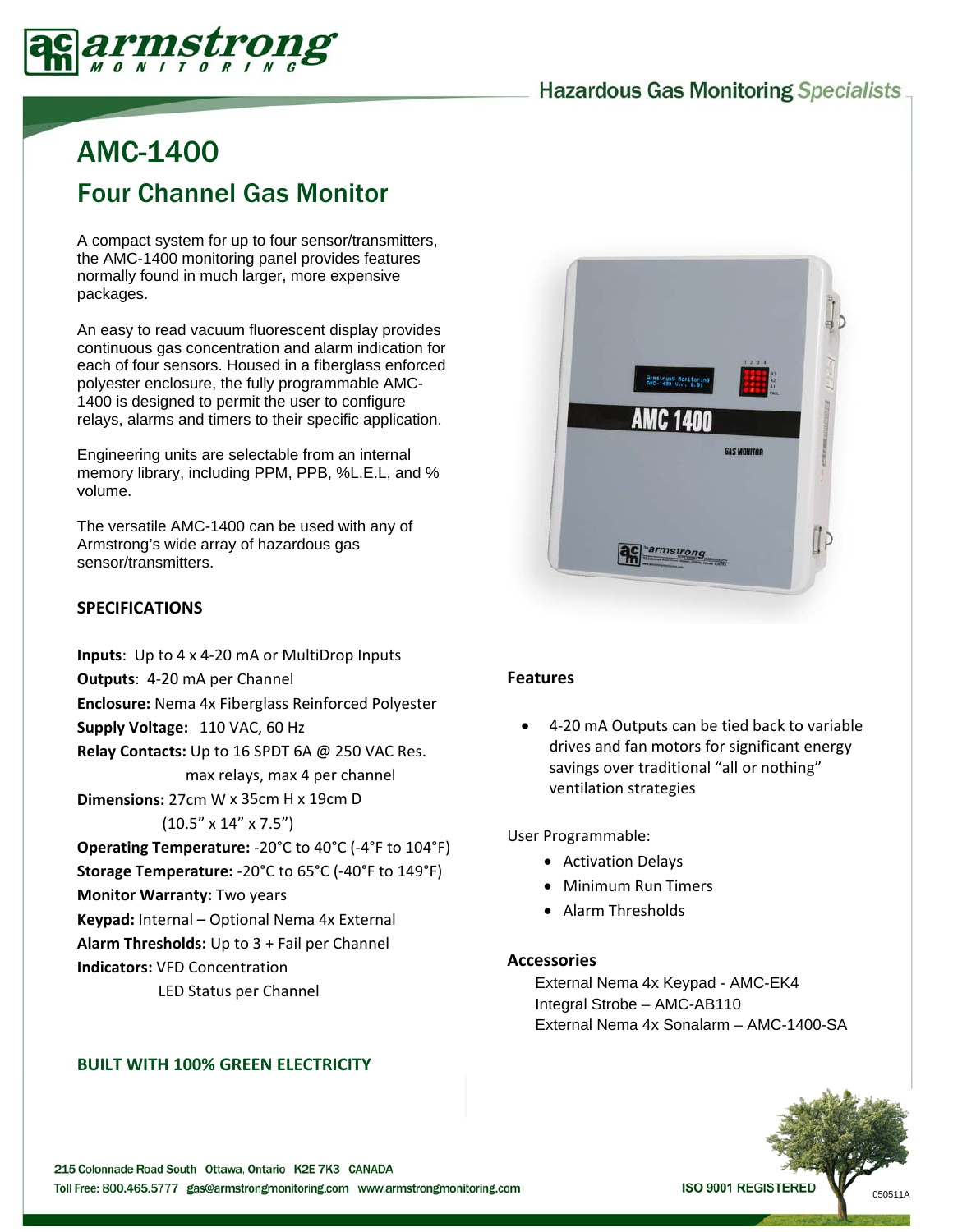Hazardous Gas Monitoring *Specialists*

# AMC-1400

## Four Channel Gas Monitor

A compact system for up to four sensor/transmitters, the AMC-1400 monitoring panel provides features normally found in much larger, more expensive packages.

An easy to read vacuum fluorescent display provides continuous gas concentration and alarm indication for each of four sensors. Housed in a fiberglass enforced polyester enclosure, the fully programmable AMC-1400 is designed to permit the user to configure relays, alarms and timers to their specific application.

Engineering units are selectable from an internal memory library, including PPM, PPB, %L.E.L, and % volume.

The versatile AMC-1400 can be used with any of Armstrong's wide array of hazardous gas sensor/transmitters.

### SPECIFICATIONS

**Inputs**: Up to 4 x 4-20 mA or MultiDrop Inputs
**Outputs**: 4-20 mA per Channel
**Enclosure:** Nema 4x Fiberglass Reinforced Polyester
**Supply Voltage:** 110 VAC, 60 Hz
**Relay Contacts:** Up to 16 SPDT 6A @ 250 VAC Res. max relays, max 4 per channel
**Dimensions:** 27cm W x 35cm H x 19cm D (10.5" x 14" x 7.5")
**Operating Temperature:** -20°C to 40°C (-4°F to 104°F)
**Storage Temperature:** -20°C to 65°C (-40°F to 149°F)
**Monitor Warranty:** Two years
**Keypad:** Internal – Optional Nema 4x External
**Alarm Thresholds:** Up to 3 + Fail per Channel
**Indicators:** VFD Concentration
LED Status per Channel

### Features

- 4-20 mA Outputs can be tied back to variable drives and fan motors for significant energy savings over traditional "all or nothing" ventilation strategies

User Programmable:

- Activation Delays
- Minimum Run Timers
- Alarm Thresholds

### Accessories

External Nema 4x Keypad - AMC-EK4
Integral Strobe – AMC-AB110
External Nema 4x Sonalarm – AMC-1400-SA

**BUILT WITH 100% GREEN ELECTRICITY**

215 Colonnade Road South Ottawa, Ontario K2E 7K3 CANADA
Toll Free: 800.465.5777 gas@armstrongmonitoring.com www.armstrongmonitoring.com

ISO 9001 REGISTERED

050511A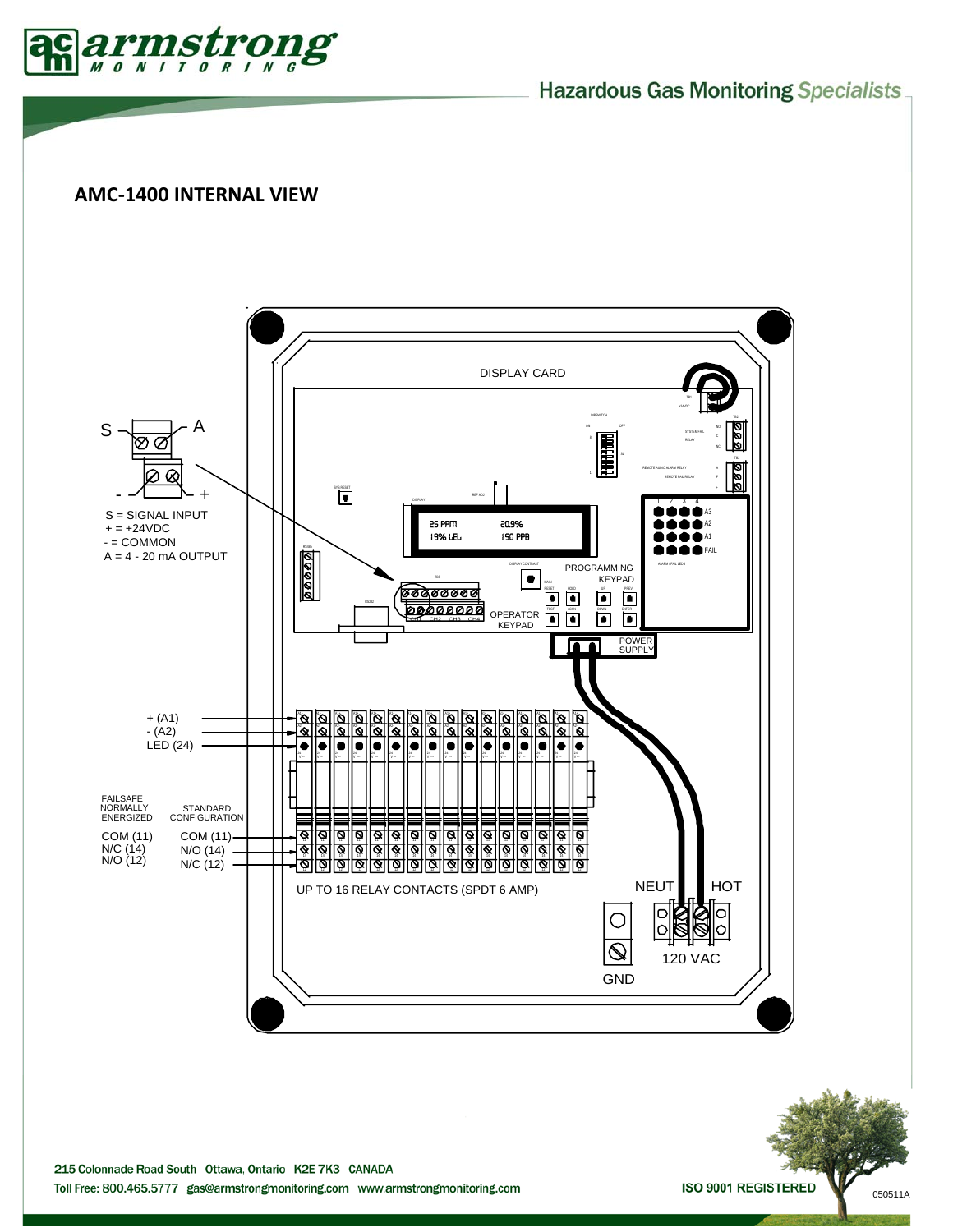## AMC-1400 INTERNAL VIEW

DISPLAY CARD

S = SIGNAL INPUT
+ = +24VDC
- = COMMON
A = 4 - 20 mA OUTPUT

25 PPM 20.9%
19% LEL 150 PPB

PROGRAMMING KEYPAD

OPERATOR KEYPAD

CH1 CH2 CH3 CH4

A3
A2
A1
FAIL

POWER SUPPLY

+ (A1)
- (A2)
LED (24)

FAILSAFE NORMALLY ENERGIZED
COM (11)
N/C (14)
N/O (12)

STANDARD CONFIGURATION
COM (11)
N/O (14)
N/C (12)

UP TO 16 RELAY CONTACTS (SPDT 6 AMP)

NEUT HOT

120 VAC

GND

215 Colonnade Road South Ottawa, Ontario K2E 7K3 CANADA
Toll Free: 800.465.5777 gas@armstrongmonitoring.com www.armstrongmonitoring.com

ISO 9001 REGISTERED

050511A